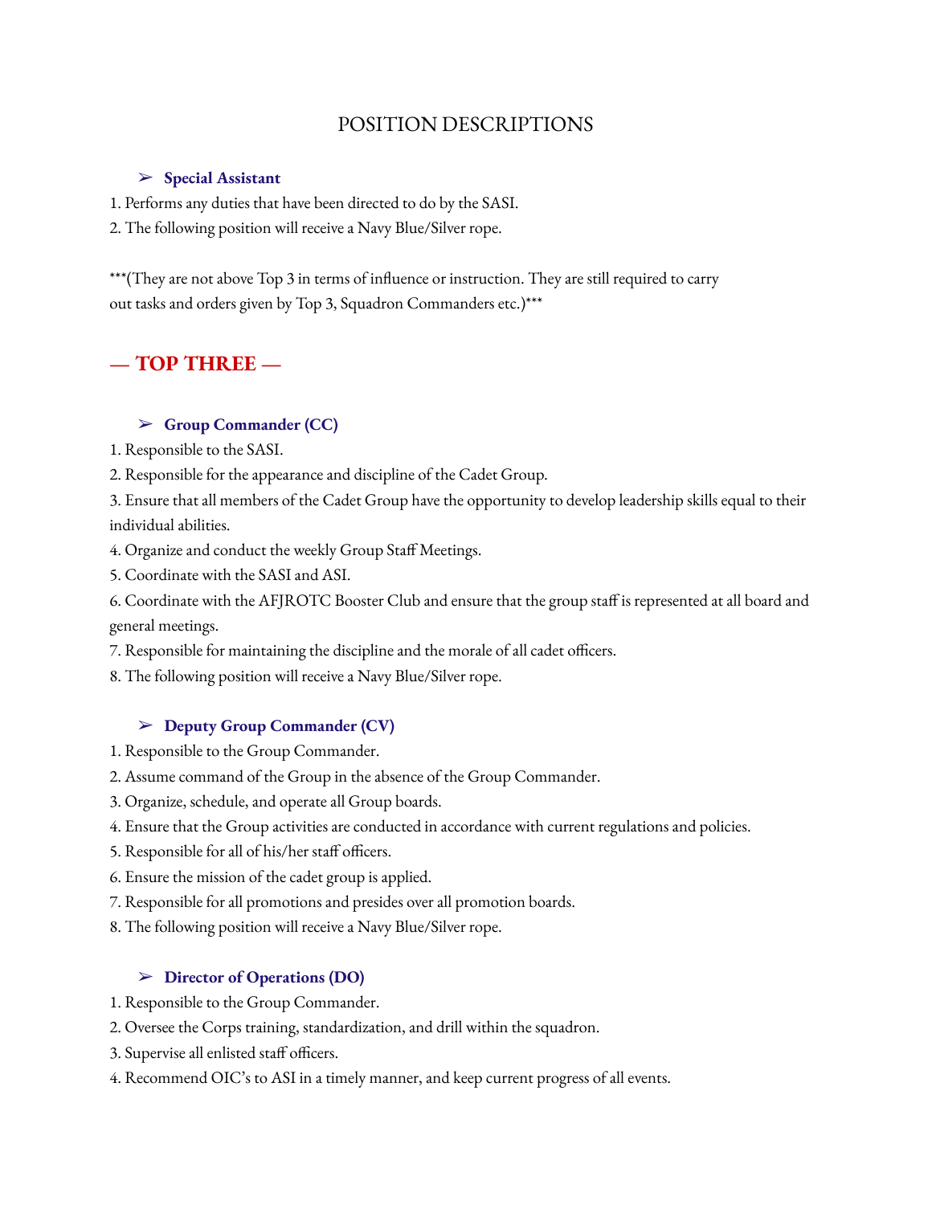# POSITION DESCRIPTIONS

### ➢ Special Assistant

1. Performs any duties that have been directed to do by the SASI.
2. The following position will receive a Navy Blue/Silver rope.

***(They are not above Top 3 in terms of influence or instruction. They are still required to carry out tasks and orders given by Top 3, Squadron Commanders etc.)***

## — TOP THREE —

### ➢ Group Commander (CC)

1. Responsible to the SASI.
2. Responsible for the appearance and discipline of the Cadet Group.
3. Ensure that all members of the Cadet Group have the opportunity to develop leadership skills equal to their individual abilities.
4. Organize and conduct the weekly Group Staff Meetings.
5. Coordinate with the SASI and ASI.
6. Coordinate with the AFJROTC Booster Club and ensure that the group staff is represented at all board and general meetings.
7. Responsible for maintaining the discipline and the morale of all cadet officers.
8. The following position will receive a Navy Blue/Silver rope.

### ➢ Deputy Group Commander (CV)

1. Responsible to the Group Commander.
2. Assume command of the Group in the absence of the Group Commander.
3. Organize, schedule, and operate all Group boards.
4. Ensure that the Group activities are conducted in accordance with current regulations and policies.
5. Responsible for all of his/her staff officers.
6. Ensure the mission of the cadet group is applied.
7. Responsible for all promotions and presides over all promotion boards.
8. The following position will receive a Navy Blue/Silver rope.

### ➢ Director of Operations (DO)

1. Responsible to the Group Commander.
2. Oversee the Corps training, standardization, and drill within the squadron.
3. Supervise all enlisted staff officers.
4. Recommend OIC's to ASI in a timely manner, and keep current progress of all events.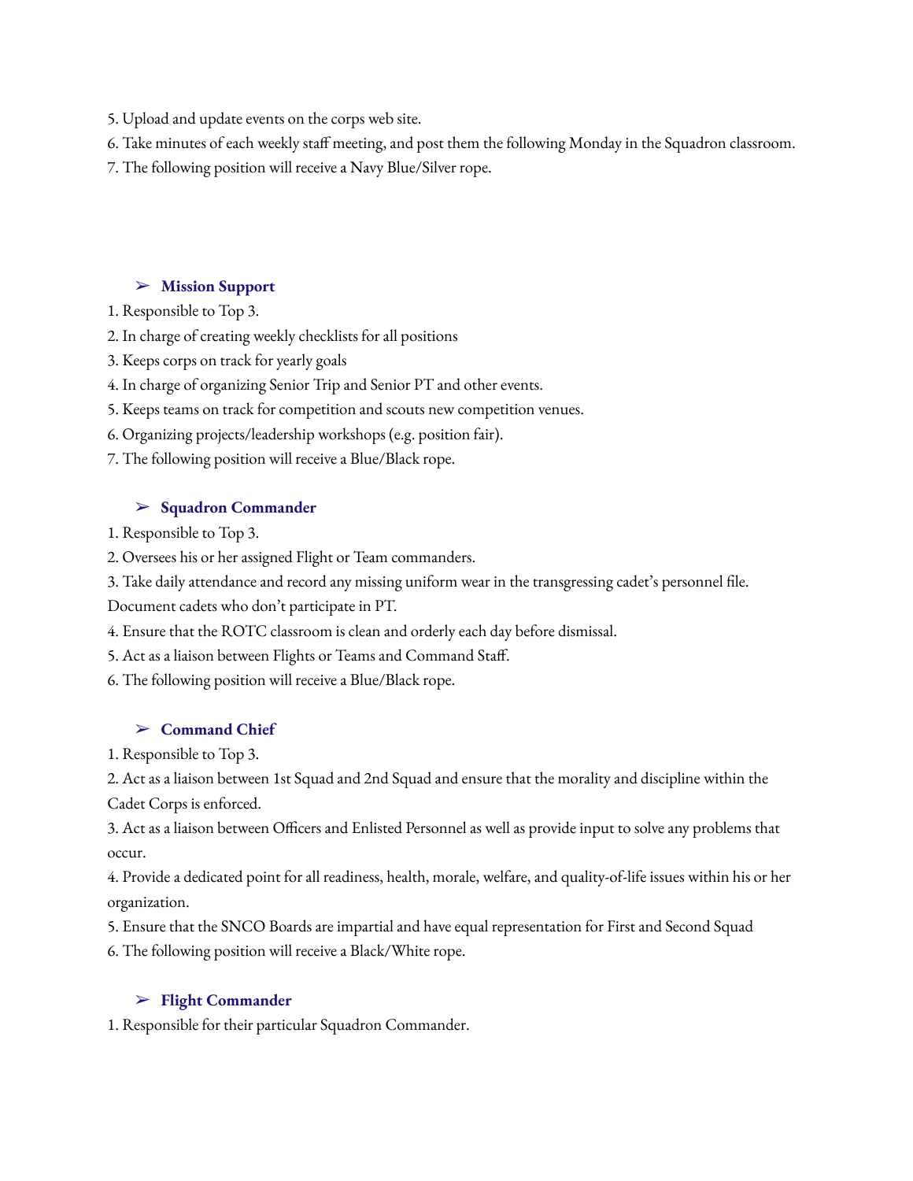5. Upload and update events on the corps web site.
6. Take minutes of each weekly staff meeting, and post them the following Monday in the Squadron classroom.
7. The following position will receive a Navy Blue/Silver rope.

### ➢ Mission Support

1. Responsible to Top 3.
2. In charge of creating weekly checklists for all positions
3. Keeps corps on track for yearly goals
4. In charge of organizing Senior Trip and Senior PT and other events.
5. Keeps teams on track for competition and scouts new competition venues.
6. Organizing projects/leadership workshops (e.g. position fair).
7. The following position will receive a Blue/Black rope.

### ➢ Squadron Commander

1. Responsible to Top 3.
2. Oversees his or her assigned Flight or Team commanders.
3. Take daily attendance and record any missing uniform wear in the transgressing cadet's personnel file. Document cadets who don't participate in PT.
4. Ensure that the ROTC classroom is clean and orderly each day before dismissal.
5. Act as a liaison between Flights or Teams and Command Staff.
6. The following position will receive a Blue/Black rope.

### ➢ Command Chief

1. Responsible to Top 3.
2. Act as a liaison between 1st Squad and 2nd Squad and ensure that the morality and discipline within the Cadet Corps is enforced.
3. Act as a liaison between Officers and Enlisted Personnel as well as provide input to solve any problems that occur.
4. Provide a dedicated point for all readiness, health, morale, welfare, and quality-of-life issues within his or her organization.
5. Ensure that the SNCO Boards are impartial and have equal representation for First and Second Squad
6. The following position will receive a Black/White rope.

### ➢ Flight Commander

1. Responsible for their particular Squadron Commander.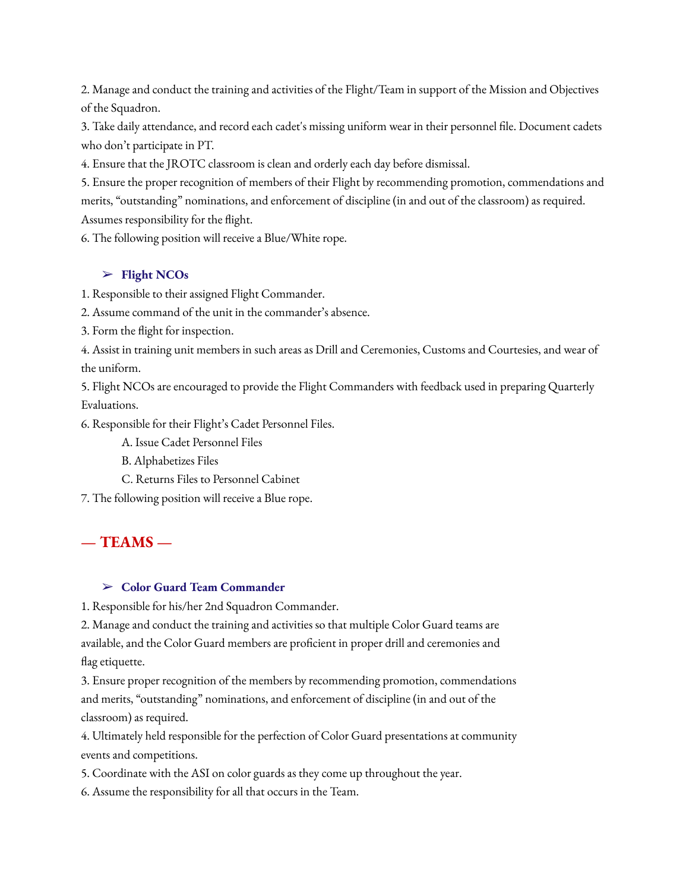2. Manage and conduct the training and activities of the Flight/Team in support of the Mission and Objectives of the Squadron.

3. Take daily attendance, and record each cadet's missing uniform wear in their personnel file. Document cadets who don't participate in PT.

4. Ensure that the JROTC classroom is clean and orderly each day before dismissal.

5. Ensure the proper recognition of members of their Flight by recommending promotion, commendations and merits, "outstanding" nominations, and enforcement of discipline (in and out of the classroom) as required. Assumes responsibility for the flight.

6. The following position will receive a Blue/White rope.

### ➢ Flight NCOs

1. Responsible to their assigned Flight Commander.

2. Assume command of the unit in the commander's absence.

3. Form the flight for inspection.

4. Assist in training unit members in such areas as Drill and Ceremonies, Customs and Courtesies, and wear of the uniform.

5. Flight NCOs are encouraged to provide the Flight Commanders with feedback used in preparing Quarterly Evaluations.

6. Responsible for their Flight's Cadet Personnel Files.

   A. Issue Cadet Personnel Files

   B. Alphabetizes Files

   C. Returns Files to Personnel Cabinet

7. The following position will receive a Blue rope.

## — TEAMS —

### ➢ Color Guard Team Commander

1. Responsible for his/her 2nd Squadron Commander.

2. Manage and conduct the training and activities so that multiple Color Guard teams are available, and the Color Guard members are proficient in proper drill and ceremonies and flag etiquette.

3. Ensure proper recognition of the members by recommending promotion, commendations and merits, "outstanding" nominations, and enforcement of discipline (in and out of the classroom) as required.

4. Ultimately held responsible for the perfection of Color Guard presentations at community events and competitions.

5. Coordinate with the ASI on color guards as they come up throughout the year.

6. Assume the responsibility for all that occurs in the Team.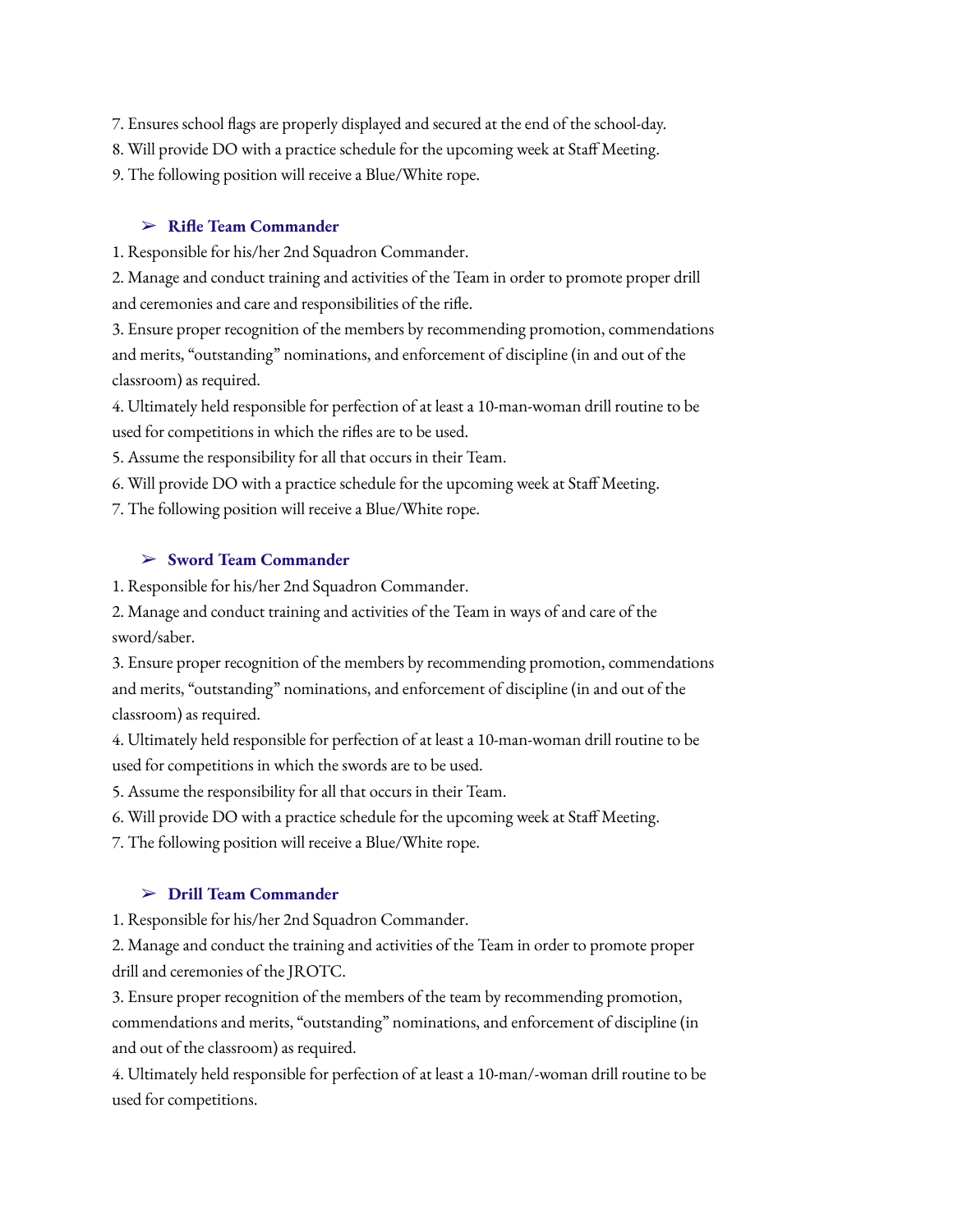7. Ensures school flags are properly displayed and secured at the end of the school-day.
8. Will provide DO with a practice schedule for the upcoming week at Staff Meeting.
9. The following position will receive a Blue/White rope.

### ➢ Rifle Team Commander

1. Responsible for his/her 2nd Squadron Commander.
2. Manage and conduct training and activities of the Team in order to promote proper drill and ceremonies and care and responsibilities of the rifle.
3. Ensure proper recognition of the members by recommending promotion, commendations and merits, "outstanding" nominations, and enforcement of discipline (in and out of the classroom) as required.
4. Ultimately held responsible for perfection of at least a 10-man-woman drill routine to be used for competitions in which the rifles are to be used.
5. Assume the responsibility for all that occurs in their Team.
6. Will provide DO with a practice schedule for the upcoming week at Staff Meeting.
7. The following position will receive a Blue/White rope.

### ➢ Sword Team Commander

1. Responsible for his/her 2nd Squadron Commander.
2. Manage and conduct training and activities of the Team in ways of and care of the sword/saber.
3. Ensure proper recognition of the members by recommending promotion, commendations and merits, "outstanding" nominations, and enforcement of discipline (in and out of the classroom) as required.
4. Ultimately held responsible for perfection of at least a 10-man-woman drill routine to be used for competitions in which the swords are to be used.
5. Assume the responsibility for all that occurs in their Team.
6. Will provide DO with a practice schedule for the upcoming week at Staff Meeting.
7. The following position will receive a Blue/White rope.

### ➢ Drill Team Commander

1. Responsible for his/her 2nd Squadron Commander.
2. Manage and conduct the training and activities of the Team in order to promote proper drill and ceremonies of the JROTC.
3. Ensure proper recognition of the members of the team by recommending promotion, commendations and merits, "outstanding" nominations, and enforcement of discipline (in and out of the classroom) as required.
4. Ultimately held responsible for perfection of at least a 10-man/-woman drill routine to be used for competitions.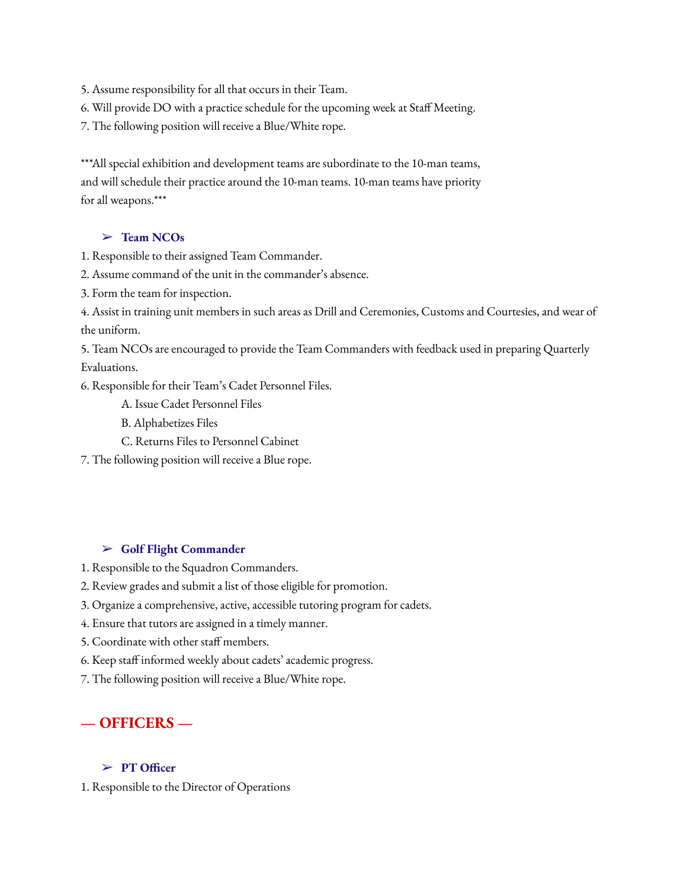5. Assume responsibility for all that occurs in their Team.
6. Will provide DO with a practice schedule for the upcoming week at Staff Meeting.
7. The following position will receive a Blue/White rope.

***All special exhibition and development teams are subordinate to the 10-man teams, and will schedule their practice around the 10-man teams. 10-man teams have priority for all weapons.***

### ➢ Team NCOs

1. Responsible to their assigned Team Commander.
2. Assume command of the unit in the commander's absence.
3. Form the team for inspection.
4. Assist in training unit members in such areas as Drill and Ceremonies, Customs and Courtesies, and wear of the uniform.
5. Team NCOs are encouraged to provide the Team Commanders with feedback used in preparing Quarterly Evaluations.
6. Responsible for their Team's Cadet Personnel Files.
    - A. Issue Cadet Personnel Files
    - B. Alphabetizes Files
    - C. Returns Files to Personnel Cabinet
7. The following position will receive a Blue rope.

### ➢ Golf Flight Commander

1. Responsible to the Squadron Commanders.
2. Review grades and submit a list of those eligible for promotion.
3. Organize a comprehensive, active, accessible tutoring program for cadets.
4. Ensure that tutors are assigned in a timely manner.
5. Coordinate with other staff members.
6. Keep staff informed weekly about cadets' academic progress.
7. The following position will receive a Blue/White rope.

## — OFFICERS —

### ➢ PT Officer

1. Responsible to the Director of Operations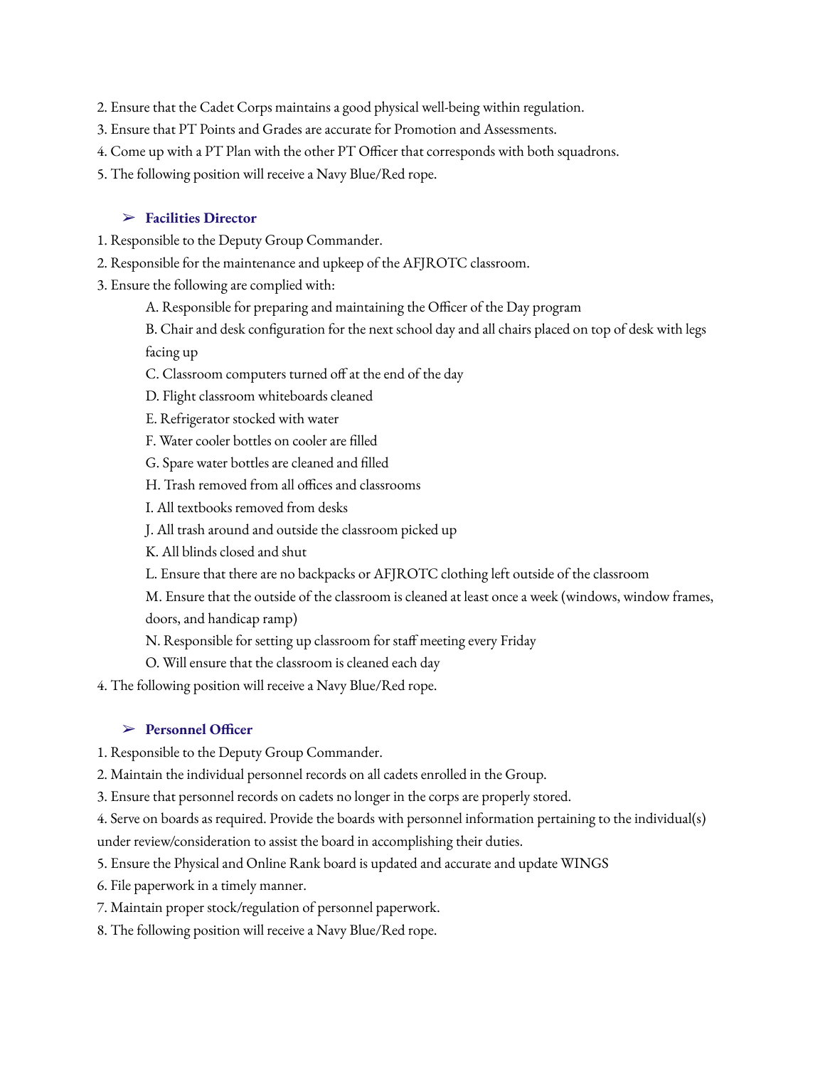2. Ensure that the Cadet Corps maintains a good physical well-being within regulation.
3. Ensure that PT Points and Grades are accurate for Promotion and Assessments.
4. Come up with a PT Plan with the other PT Officer that corresponds with both squadrons.
5. The following position will receive a Navy Blue/Red rope.

### ➢ Facilities Director

1. Responsible to the Deputy Group Commander.
2. Responsible for the maintenance and upkeep of the AFJROTC classroom.
3. Ensure the following are complied with:
   - A. Responsible for preparing and maintaining the Officer of the Day program
   - B. Chair and desk configuration for the next school day and all chairs placed on top of desk with legs facing up
   - C. Classroom computers turned off at the end of the day
   - D. Flight classroom whiteboards cleaned
   - E. Refrigerator stocked with water
   - F. Water cooler bottles on cooler are filled
   - G. Spare water bottles are cleaned and filled
   - H. Trash removed from all offices and classrooms
   - I. All textbooks removed from desks
   - J. All trash around and outside the classroom picked up
   - K. All blinds closed and shut
   - L. Ensure that there are no backpacks or AFJROTC clothing left outside of the classroom
   - M. Ensure that the outside of the classroom is cleaned at least once a week (windows, window frames, doors, and handicap ramp)
   - N. Responsible for setting up classroom for staff meeting every Friday
   - O. Will ensure that the classroom is cleaned each day
4. The following position will receive a Navy Blue/Red rope.

### ➢ Personnel Officer

1. Responsible to the Deputy Group Commander.
2. Maintain the individual personnel records on all cadets enrolled in the Group.
3. Ensure that personnel records on cadets no longer in the corps are properly stored.
4. Serve on boards as required. Provide the boards with personnel information pertaining to the individual(s) under review/consideration to assist the board in accomplishing their duties.
5. Ensure the Physical and Online Rank board is updated and accurate and update WINGS
6. File paperwork in a timely manner.
7. Maintain proper stock/regulation of personnel paperwork.
8. The following position will receive a Navy Blue/Red rope.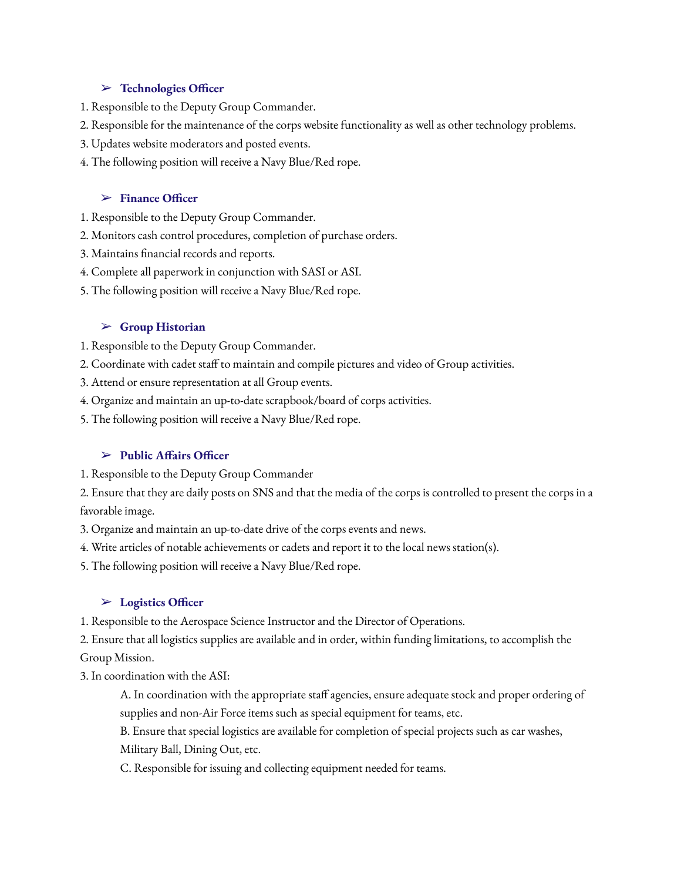### ➢ **Technologies Officer**

1. Responsible to the Deputy Group Commander.
2. Responsible for the maintenance of the corps website functionality as well as other technology problems.
3. Updates website moderators and posted events.
4. The following position will receive a Navy Blue/Red rope.

### ➢ **Finance Officer**

1. Responsible to the Deputy Group Commander.
2. Monitors cash control procedures, completion of purchase orders.
3. Maintains financial records and reports.
4. Complete all paperwork in conjunction with SASI or ASI.
5. The following position will receive a Navy Blue/Red rope.

### ➢ **Group Historian**

1. Responsible to the Deputy Group Commander.
2. Coordinate with cadet staff to maintain and compile pictures and video of Group activities.
3. Attend or ensure representation at all Group events.
4. Organize and maintain an up-to-date scrapbook/board of corps activities.
5. The following position will receive a Navy Blue/Red rope.

### ➢ **Public Affairs Officer**

1. Responsible to the Deputy Group Commander
2. Ensure that they are daily posts on SNS and that the media of the corps is controlled to present the corps in a favorable image.
3. Organize and maintain an up-to-date drive of the corps events and news.
4. Write articles of notable achievements or cadets and report it to the local news station(s).
5. The following position will receive a Navy Blue/Red rope.

### ➢ **Logistics Officer**

1. Responsible to the Aerospace Science Instructor and the Director of Operations.
2. Ensure that all logistics supplies are available and in order, within funding limitations, to accomplish the Group Mission.
3. In coordination with the ASI:
   - A. In coordination with the appropriate staff agencies, ensure adequate stock and proper ordering of supplies and non-Air Force items such as special equipment for teams, etc.
   - B. Ensure that special logistics are available for completion of special projects such as car washes, Military Ball, Dining Out, etc.
   - C. Responsible for issuing and collecting equipment needed for teams.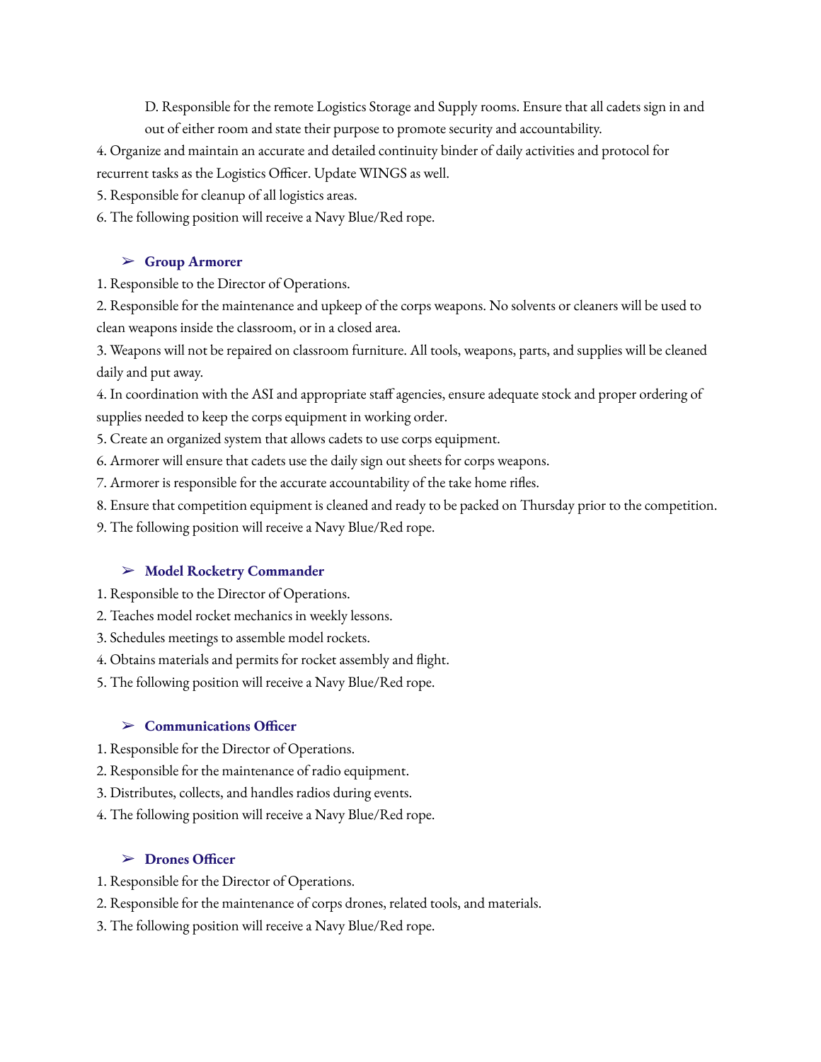D. Responsible for the remote Logistics Storage and Supply rooms. Ensure that all cadets sign in and out of either room and state their purpose to promote security and accountability.

4. Organize and maintain an accurate and detailed continuity binder of daily activities and protocol for recurrent tasks as the Logistics Officer. Update WINGS as well.
5. Responsible for cleanup of all logistics areas.
6. The following position will receive a Navy Blue/Red rope.

### ➢ Group Armorer

1. Responsible to the Director of Operations.
2. Responsible for the maintenance and upkeep of the corps weapons. No solvents or cleaners will be used to clean weapons inside the classroom, or in a closed area.
3. Weapons will not be repaired on classroom furniture. All tools, weapons, parts, and supplies will be cleaned daily and put away.
4. In coordination with the ASI and appropriate staff agencies, ensure adequate stock and proper ordering of supplies needed to keep the corps equipment in working order.
5. Create an organized system that allows cadets to use corps equipment.
6. Armorer will ensure that cadets use the daily sign out sheets for corps weapons.
7. Armorer is responsible for the accurate accountability of the take home rifles.
8. Ensure that competition equipment is cleaned and ready to be packed on Thursday prior to the competition.
9. The following position will receive a Navy Blue/Red rope.

### ➢ Model Rocketry Commander

1. Responsible to the Director of Operations.
2. Teaches model rocket mechanics in weekly lessons.
3. Schedules meetings to assemble model rockets.
4. Obtains materials and permits for rocket assembly and flight.
5. The following position will receive a Navy Blue/Red rope.

### ➢ Communications Officer

1. Responsible for the Director of Operations.
2. Responsible for the maintenance of radio equipment.
3. Distributes, collects, and handles radios during events.
4. The following position will receive a Navy Blue/Red rope.

### ➢ Drones Officer

1. Responsible for the Director of Operations.
2. Responsible for the maintenance of corps drones, related tools, and materials.
3. The following position will receive a Navy Blue/Red rope.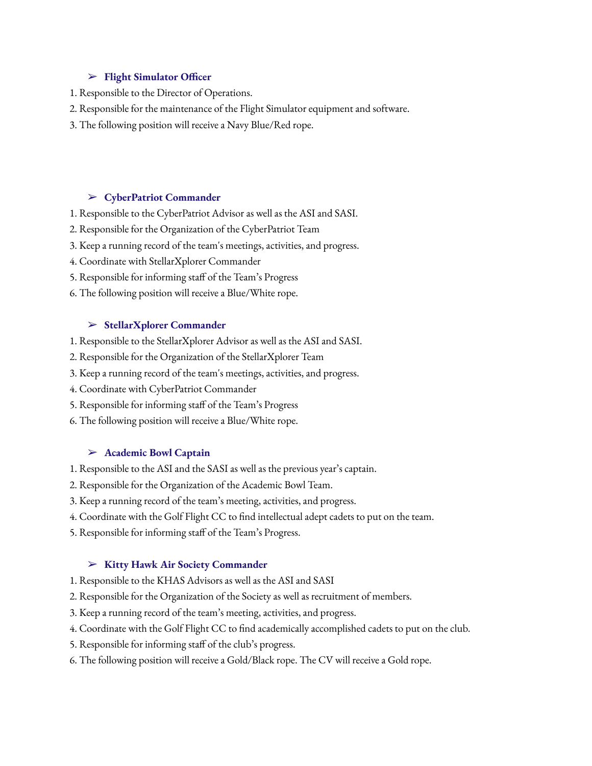- ➢ **Flight Simulator Officer**

1. Responsible to the Director of Operations.
2. Responsible for the maintenance of the Flight Simulator equipment and software.
3. The following position will receive a Navy Blue/Red rope.

- ➢ **CyberPatriot Commander**

1. Responsible to the CyberPatriot Advisor as well as the ASI and SASI.
2. Responsible for the Organization of the CyberPatriot Team
3. Keep a running record of the team's meetings, activities, and progress.
4. Coordinate with StellarXplorer Commander
5. Responsible for informing staff of the Team's Progress
6. The following position will receive a Blue/White rope.

- ➢ **StellarXplorer Commander**

1. Responsible to the StellarXplorer Advisor as well as the ASI and SASI.
2. Responsible for the Organization of the StellarXplorer Team
3. Keep a running record of the team's meetings, activities, and progress.
4. Coordinate with CyberPatriot Commander
5. Responsible for informing staff of the Team's Progress
6. The following position will receive a Blue/White rope.

- ➢ **Academic Bowl Captain**

1. Responsible to the ASI and the SASI as well as the previous year's captain.
2. Responsible for the Organization of the Academic Bowl Team.
3. Keep a running record of the team's meeting, activities, and progress.
4. Coordinate with the Golf Flight CC to find intellectual adept cadets to put on the team.
5. Responsible for informing staff of the Team's Progress.

- ➢ **Kitty Hawk Air Society Commander**

1. Responsible to the KHAS Advisors as well as the ASI and SASI
2. Responsible for the Organization of the Society as well as recruitment of members.
3. Keep a running record of the team's meeting, activities, and progress.
4. Coordinate with the Golf Flight CC to find academically accomplished cadets to put on the club.
5. Responsible for informing staff of the club's progress.
6. The following position will receive a Gold/Black rope. The CV will receive a Gold rope.